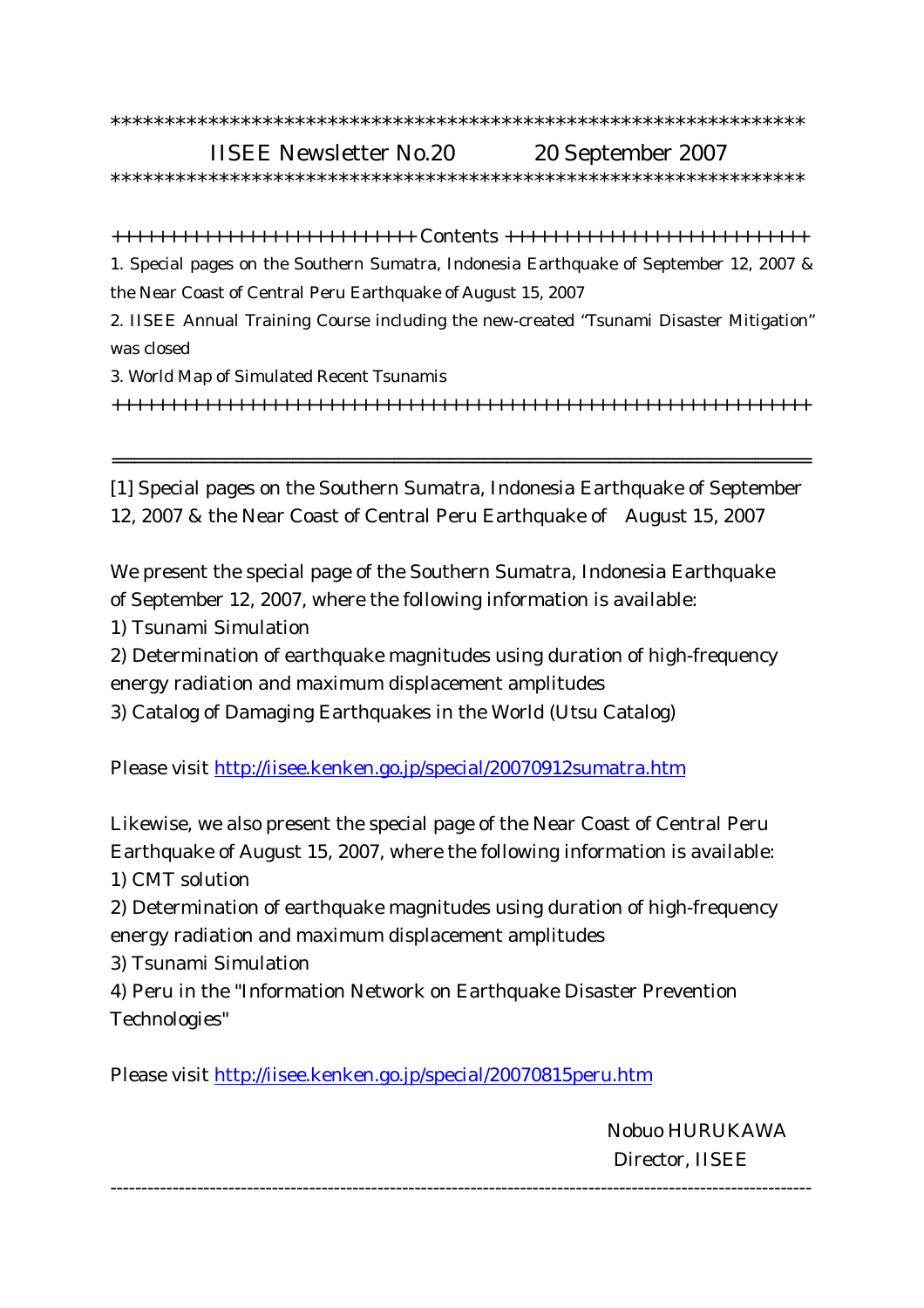*****************************************************************

IISEE Newsletter No.20　　　20 September 2007

*****************************************************************

++++++++++++++++++++++++++ Contents ++++++++++++++++++++++++++

1. Special pages on the Southern Sumatra, Indonesia Earthquake of September 12, 2007 & the Near Coast of Central Peru Earthquake of August 15, 2007

2. IISEE Annual Training Course including the new-created “Tsunami Disaster Mitigation” was closed

3. World Map of Simulated Recent Tsunamis

++++++++++++++++++++++++++++++++++++++++++++++++++++++++++++++

---

[1] Special pages on the Southern Sumatra, Indonesia Earthquake of September 12, 2007 & the Near Coast of Central Peru Earthquake of August 15, 2007

We present the special page of the Southern Sumatra, Indonesia Earthquake of September 12, 2007, where the following information is available:

1) Tsunami Simulation
2) Determination of earthquake magnitudes using duration of high-frequency energy radiation and maximum displacement amplitudes
3) Catalog of Damaging Earthquakes in the World (Utsu Catalog)

Please visit http://iisee.kenken.go.jp/special/20070912sumatra.htm

Likewise, we also present the special page of the Near Coast of Central Peru Earthquake of August 15, 2007, where the following information is available:

1) CMT solution
2) Determination of earthquake magnitudes using duration of high-frequency energy radiation and maximum displacement amplitudes
3) Tsunami Simulation
4) Peru in the "Information Network on Earthquake Disaster Prevention Technologies"

Please visit http://iisee.kenken.go.jp/special/20070815peru.htm

Nobuo HURUKAWA
Director, IISEE

---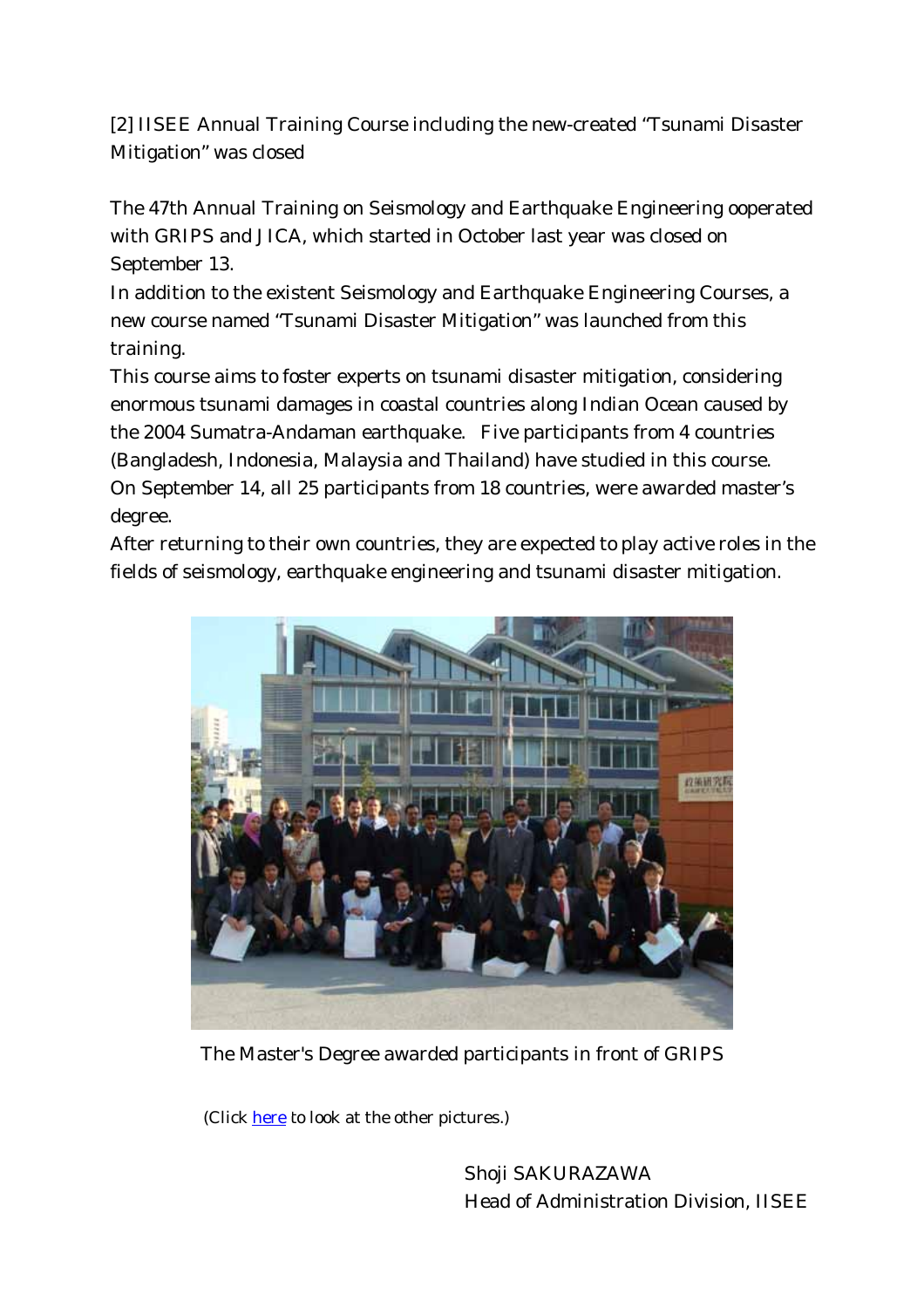[2] IISEE Annual Training Course including the new-created "Tsunami Disaster Mitigation" was closed

The 47th Annual Training on Seismology and Earthquake Engineering ooperated with GRIPS and JICA, which started in October last year was closed on September 13.

In addition to the existent Seismology and Earthquake Engineering Courses, a new course named "Tsunami Disaster Mitigation" was launched from this training.

This course aims to foster experts on tsunami disaster mitigation, considering enormous tsunami damages in coastal countries along Indian Ocean caused by the 2004 Sumatra-Andaman earthquake.  Five participants from 4 countries (Bangladesh, Indonesia, Malaysia and Thailand) have studied in this course.

On September 14, all 25 participants from 18 countries, were awarded master's degree.

After returning to their own countries, they are expected to play active roles in the fields of seismology, earthquake engineering and tsunami disaster mitigation.

The Master's Degree awarded participants in front of GRIPS

(Click here to look at the other pictures.)

Shoji SAKURAZAWA
Head of Administration Division, IISEE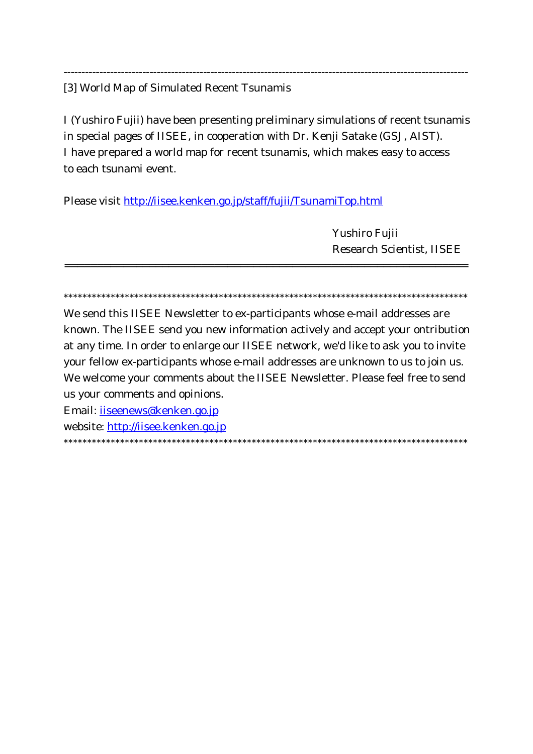---

[3] World Map of Simulated Recent Tsunamis

I (Yushiro Fujii) have been presenting preliminary simulations of recent tsunamis in special pages of IISEE, in cooperation with Dr. Kenji Satake (GSJ, AIST).
I have prepared a world map for recent tsunamis, which makes easy to access to each tsunami event.

Please visit http://iisee.kenken.go.jp/staff/fujii/TsunamiTop.html

Yushiro Fujii
Research Scientist, IISEE

---

*******************************************************************************************

We send this IISEE Newsletter to ex-participants whose e-mail addresses are known. The IISEE send you new information actively and accept your ontribution at any time. In order to enlarge our IISEE network, we'd like to ask you to invite your fellow ex-participants whose e-mail addresses are unknown to us to join us. We welcome your comments about the IISEE Newsletter. Please feel free to send us your comments and opinions.
Email: iiseenews@kenken.go.jp
website: http://iisee.kenken.go.jp

*******************************************************************************************